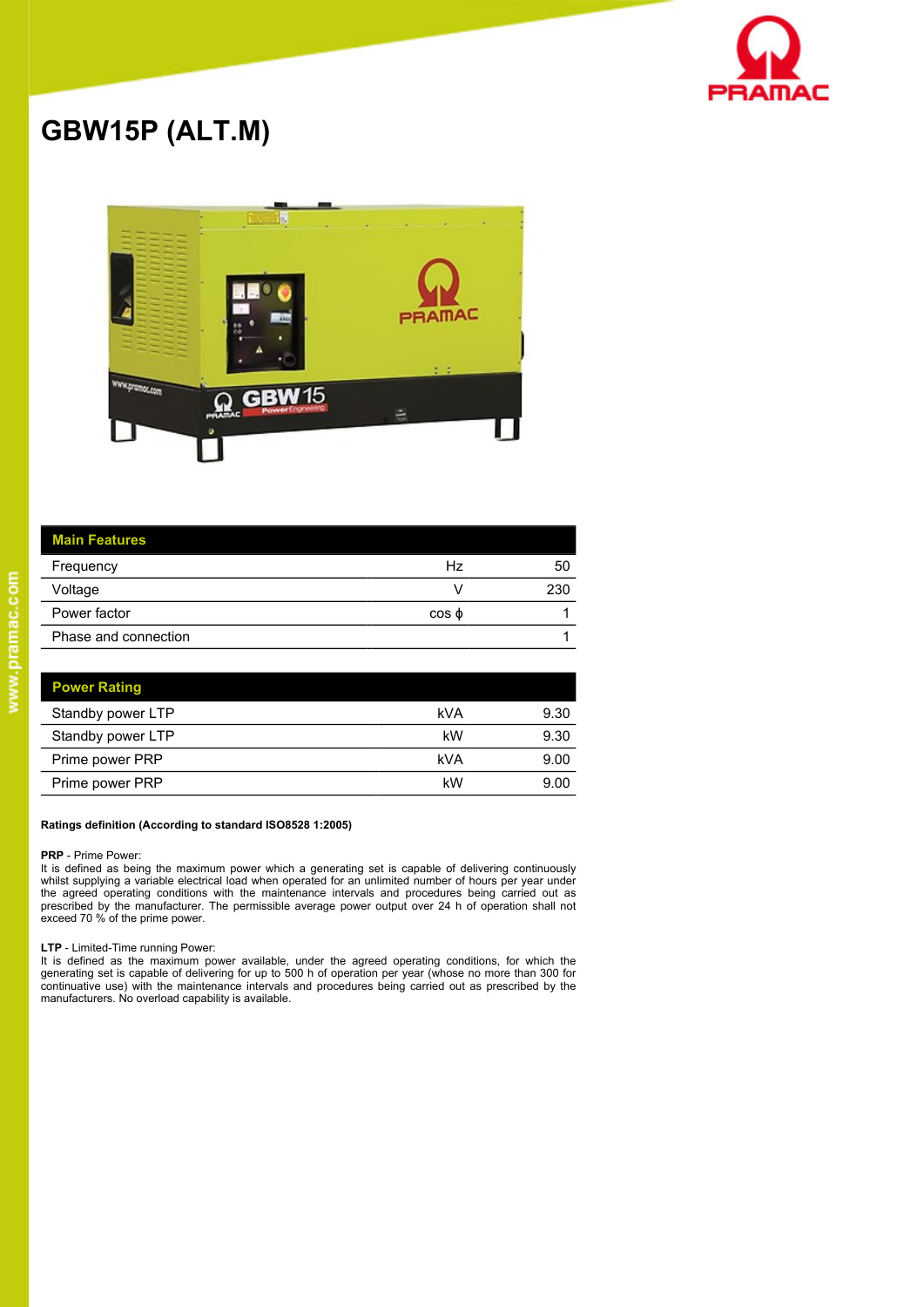# GBW15P (ALT.M)

| Main Features | | |
|---|---|---|
| Frequency | Hz | 50 |
| Voltage | V | 230 |
| Power factor | cos ϕ | 1 |
| Phase and connection | | 1 |

| Power Rating | | |
|---|---|---|
| Standby power LTP | kVA | 9.30 |
| Standby power LTP | kW | 9.30 |
| Prime power PRP | kVA | 9.00 |
| Prime power PRP | kW | 9.00 |

**Ratings definition (According to standard ISO8528 1:2005)**

**PRP** - Prime Power:
It is defined as being the maximum power which a generating set is capable of delivering continuously whilst supplying a variable electrical load when operated for an unlimited number of hours per year under the agreed operating conditions with the maintenance intervals and procedures being carried out as prescribed by the manufacturer. The permissible average power output over 24 h of operation shall not exceed 70 % of the prime power.

**LTP** - Limited-Time running Power:
It is defined as the maximum power available, under the agreed operating conditions, for which the generating set is capable of delivering for up to 500 h of operation per year (whose no more than 300 for continuative use) with the maintenance intervals and procedures being carried out as prescribed by the manufacturers. No overload capability is available.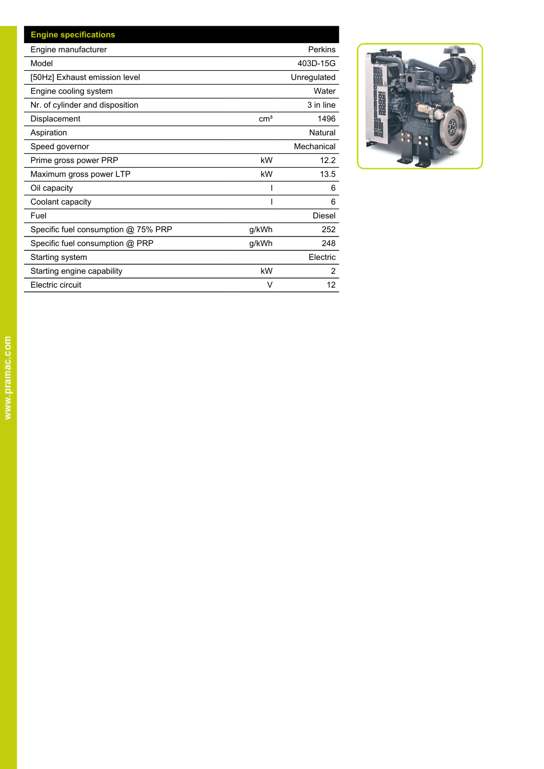| Engine specifications | | |
|---|---|---|
| Engine manufacturer | | Perkins |
| Model | | 403D-15G |
| [50Hz] Exhaust emission level | | Unregulated |
| Engine cooling system | | Water |
| Nr. of cylinder and disposition | | 3 in line |
| Displacement | $cm^3$ | 1496 |
| Aspiration | | Natural |
| Speed governor | | Mechanical |
| Prime gross power PRP | kW | 12.2 |
| Maximum gross power LTP | kW | 13.5 |
| Oil capacity | l | 6 |
| Coolant capacity | l | 6 |
| Fuel | | Diesel |
| Specific fuel consumption @ 75% PRP | g/kWh | 252 |
| Specific fuel consumption @ PRP | g/kWh | 248 |
| Starting system | | Electric |
| Starting engine capability | kW | 2 |
| Electric circuit | V | 12 |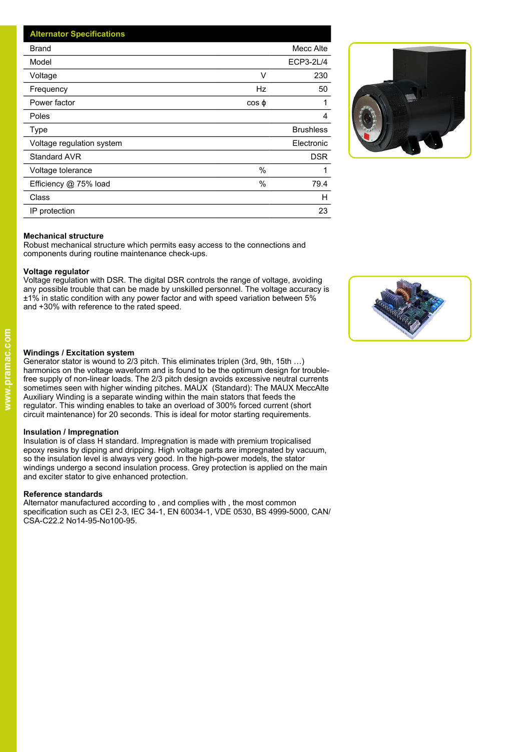| Alternator Specifications | | |
|---|---|---|
| Brand | | Mecc Alte |
| Model | | ECP3-2L/4 |
| Voltage | V | 230 |
| Frequency | Hz | 50 |
| Power factor | cos ϕ | 1 |
| Poles | | 4 |
| Type | | Brushless |
| Voltage regulation system | | Electronic |
| Standard AVR | | DSR |
| Voltage tolerance | % | 1 |
| Efficiency @ 75% load | % | 79.4 |
| Class | | H |
| IP protection | | 23 |

**Mechanical structure**
Robust mechanical structure which permits easy access to the connections and components during routine maintenance check-ups.

**Voltage regulator**
Voltage regulation with DSR. The digital DSR controls the range of voltage, avoiding any possible trouble that can be made by unskilled personnel. The voltage accuracy is ±1% in static condition with any power factor and with speed variation between 5% and +30% with reference to the rated speed.

**Windings / Excitation system**
Generator stator is wound to 2/3 pitch. This eliminates triplen (3rd, 9th, 15th …) harmonics on the voltage waveform and is found to be the optimum design for trouble-free supply of non-linear loads. The 2/3 pitch design avoids excessive neutral currents sometimes seen with higher winding pitches. MAUX (Standard): The MAUX MeccAlte Auxiliary Winding is a separate winding within the main stators that feeds the regulator. This winding enables to take an overload of 300% forced current (short circuit maintenance) for 20 seconds. This is ideal for motor starting requirements.

**Insulation / Impregnation**
Insulation is of class H standard. Impregnation is made with premium tropicalised epoxy resins by dipping and dripping. High voltage parts are impregnated by vacuum, so the insulation level is always very good. In the high-power models, the stator windings undergo a second insulation process. Grey protection is applied on the main and exciter stator to give enhanced protection.

**Reference standards**
Alternator manufactured according to , and complies with , the most common specification such as CEI 2-3, IEC 34-1, EN 60034-1, VDE 0530, BS 4999-5000, CAN/CSA-C22.2 No14-95-No100-95.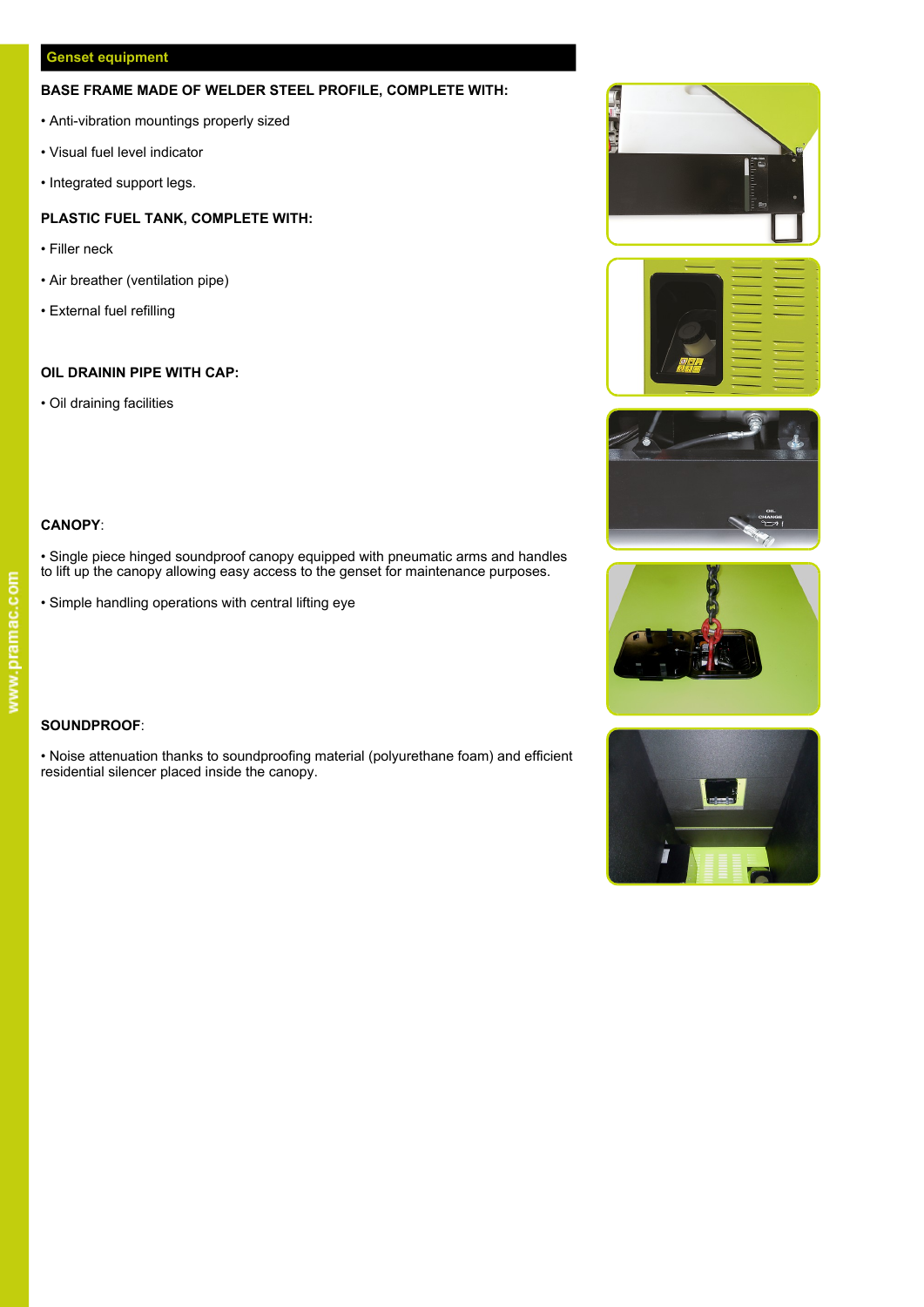## Genset equipment

**BASE FRAME MADE OF WELDER STEEL PROFILE, COMPLETE WITH:**

- Anti-vibration mountings properly sized
- Visual fuel level indicator
- Integrated support legs.

**PLASTIC FUEL TANK, COMPLETE WITH:**

- Filler neck
- Air breather (ventilation pipe)
- External fuel refilling

**OIL DRAININ PIPE WITH CAP:**

- Oil draining facilities

**CANOPY**:

- Single piece hinged soundproof canopy equipped with pneumatic arms and handles to lift up the canopy allowing easy access to the genset for maintenance purposes.
- Simple handling operations with central lifting eye

**SOUNDPROOF**:

- Noise attenuation thanks to soundproofing material (polyurethane foam) and efficient residential silencer placed inside the canopy.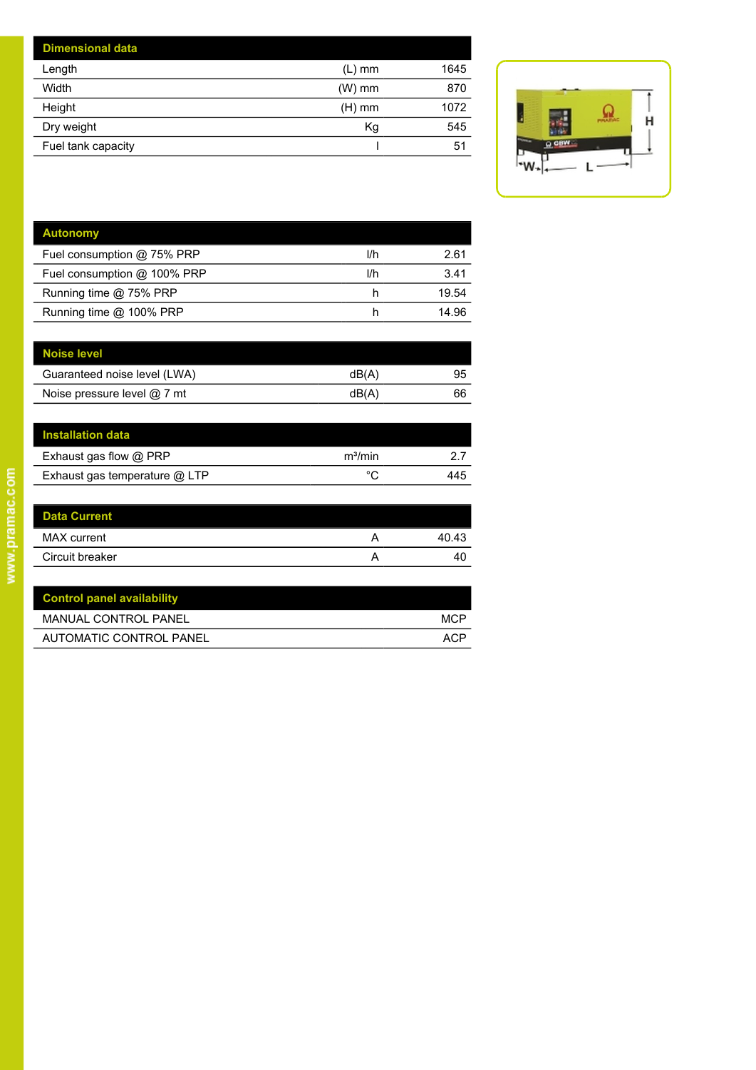| Dimensional data | | |
|---|---|---|
| Length | (L) mm | 1645 |
| Width | (W) mm | 870 |
| Height | (H) mm | 1072 |
| Dry weight | Kg | 545 |
| Fuel tank capacity | l | 51 |

| Autonomy | | |
|---|---|---|
| Fuel consumption @ 75% PRP | l/h | 2.61 |
| Fuel consumption @ 100% PRP | l/h | 3.41 |
| Running time @ 75% PRP | h | 19.54 |
| Running time @ 100% PRP | h | 14.96 |

| Noise level | | |
|---|---|---|
| Guaranteed noise level (LWA) | dB(A) | 95 |
| Noise pressure level @ 7 mt | dB(A) | 66 |

| Installation data | | |
|---|---|---|
| Exhaust gas flow @ PRP | m³/min | 2.7 |
| Exhaust gas temperature @ LTP | °C | 445 |

| Data Current | | |
|---|---|---|
| MAX current | A | 40.43 |
| Circuit breaker | A | 40 |

| Control panel availability | |
|---|---|
| MANUAL CONTROL PANEL | MCP |
| AUTOMATIC CONTROL PANEL | ACP |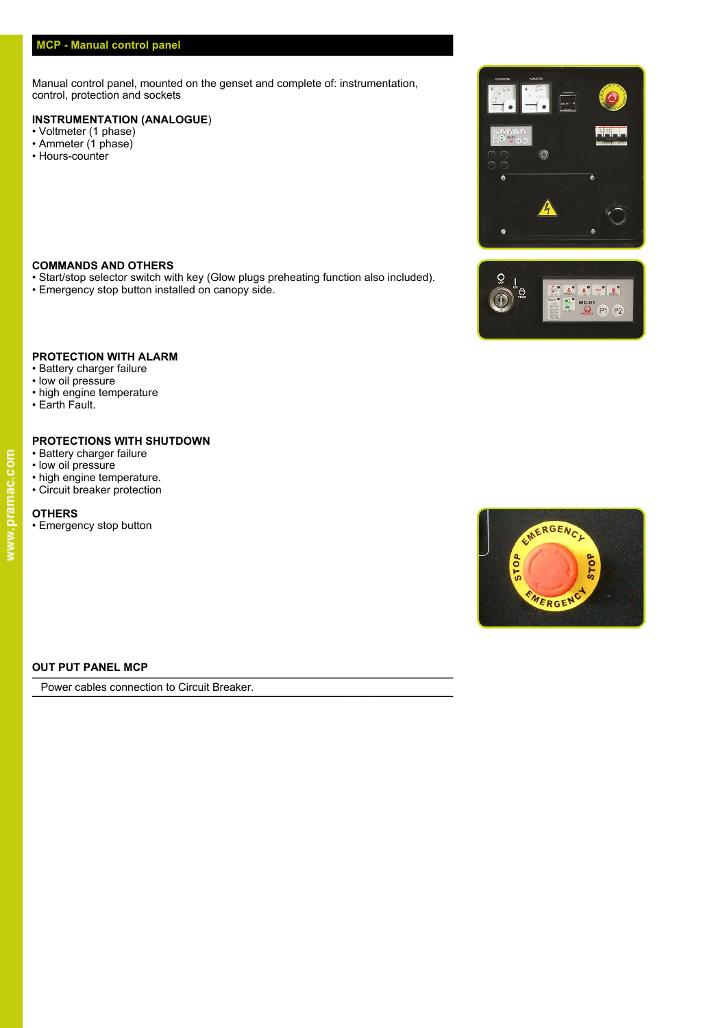## MCP - Manual control panel

Manual control panel, mounted on the genset and complete of: instrumentation, control, protection and sockets

### INSTRUMENTATION (ANALOGUE)

- Voltmeter (1 phase)
- Ammeter (1 phase)
- Hours-counter

### COMMANDS AND OTHERS

- Start/stop selector switch with key (Glow plugs preheating function also included).
- Emergency stop button installed on canopy side.

### PROTECTION WITH ALARM

- Battery charger failure
- low oil pressure
- high engine temperature
- Earth Fault.

### PROTECTIONS WITH SHUTDOWN

- Battery charger failure
- low oil pressure
- high engine temperature.
- Circuit breaker protection

### OTHERS

- Emergency stop button

### OUT PUT PANEL MCP

| Power cables connection to Circuit Breaker. |
|---|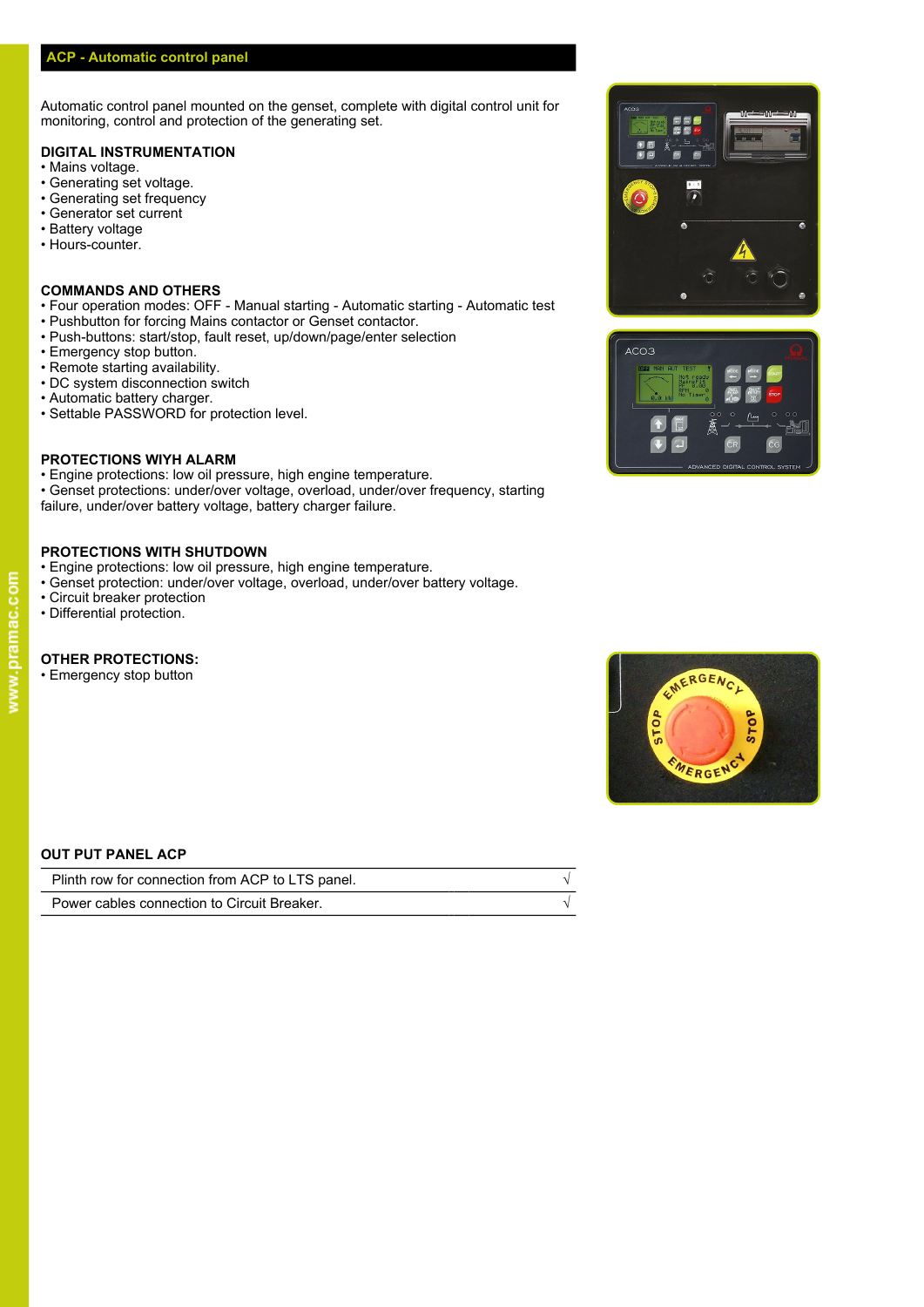## ACP - Automatic control panel

Automatic control panel mounted on the genset, complete with digital control unit for monitoring, control and protection of the generating set.

### DIGITAL INSTRUMENTATION

- Mains voltage.
- Generating set voltage.
- Generating set frequency
- Generator set current
- Battery voltage
- Hours-counter.

### COMMANDS AND OTHERS

- Four operation modes: OFF - Manual starting - Automatic starting - Automatic test
- Pushbutton for forcing Mains contactor or Genset contactor.
- Push-buttons: start/stop, fault reset, up/down/page/enter selection
- Emergency stop button.
- Remote starting availability.
- DC system disconnection switch
- Automatic battery charger.
- Settable PASSWORD for protection level.

### PROTECTIONS WIYH ALARM

- Engine protections: low oil pressure, high engine temperature.
- Genset protections: under/over voltage, overload, under/over frequency, starting failure, under/over battery voltage, battery charger failure.

### PROTECTIONS WITH SHUTDOWN

- Engine protections: low oil pressure, high engine temperature.
- Genset protection: under/over voltage, overload, under/over battery voltage.
- Circuit breaker protection
- Differential protection.

### OTHER PROTECTIONS:

- Emergency stop button

### OUT PUT PANEL ACP

| | |
|---|---|
| Plinth row for connection from ACP to LTS panel. | √ |
| Power cables connection to Circuit Breaker. | √ |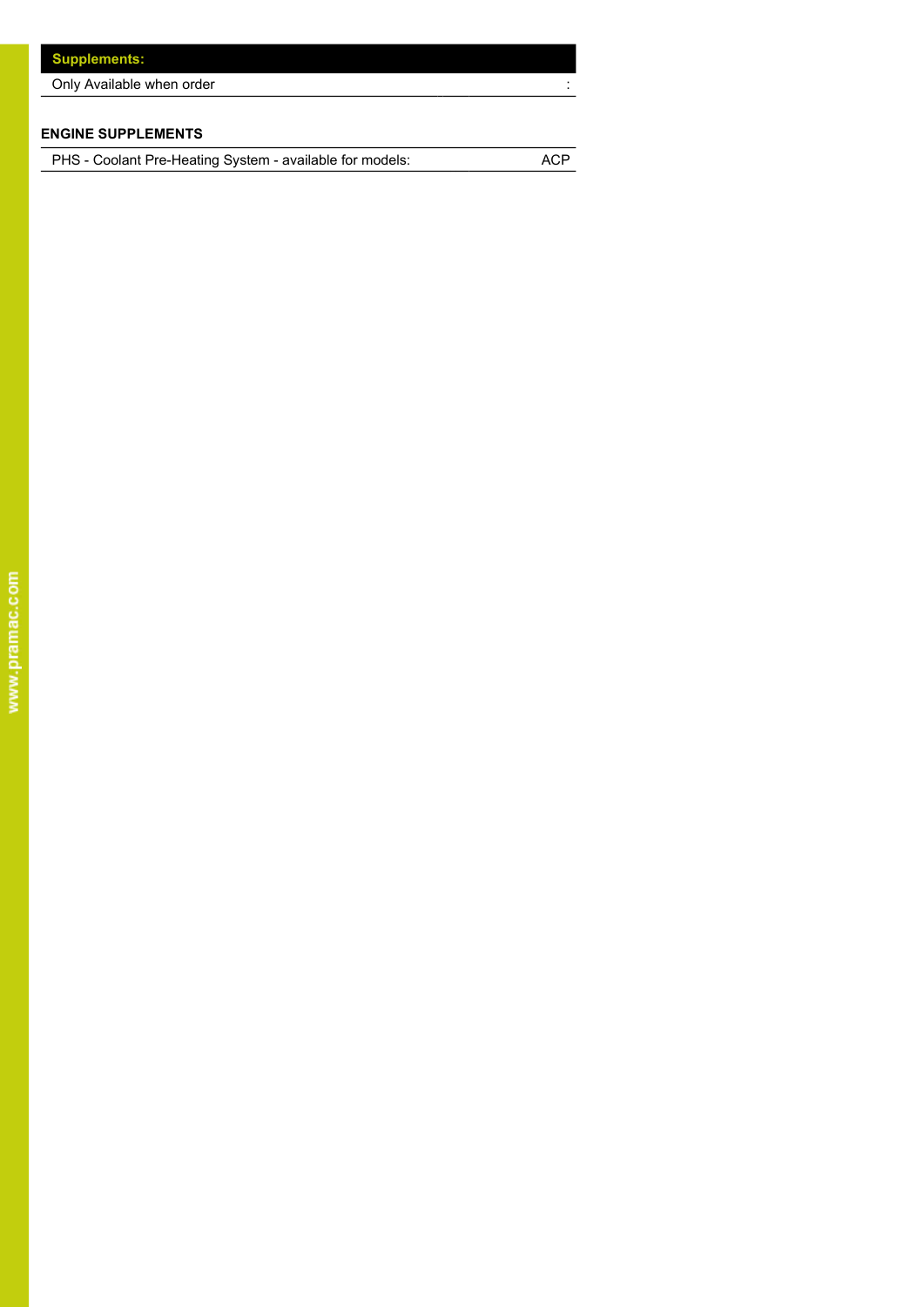| Supplements: | |
|---|---|
| Only Available when order | : |

**ENGINE SUPPLEMENTS**

| PHS - Coolant Pre-Heating System - available for models: | ACP |
|---|---|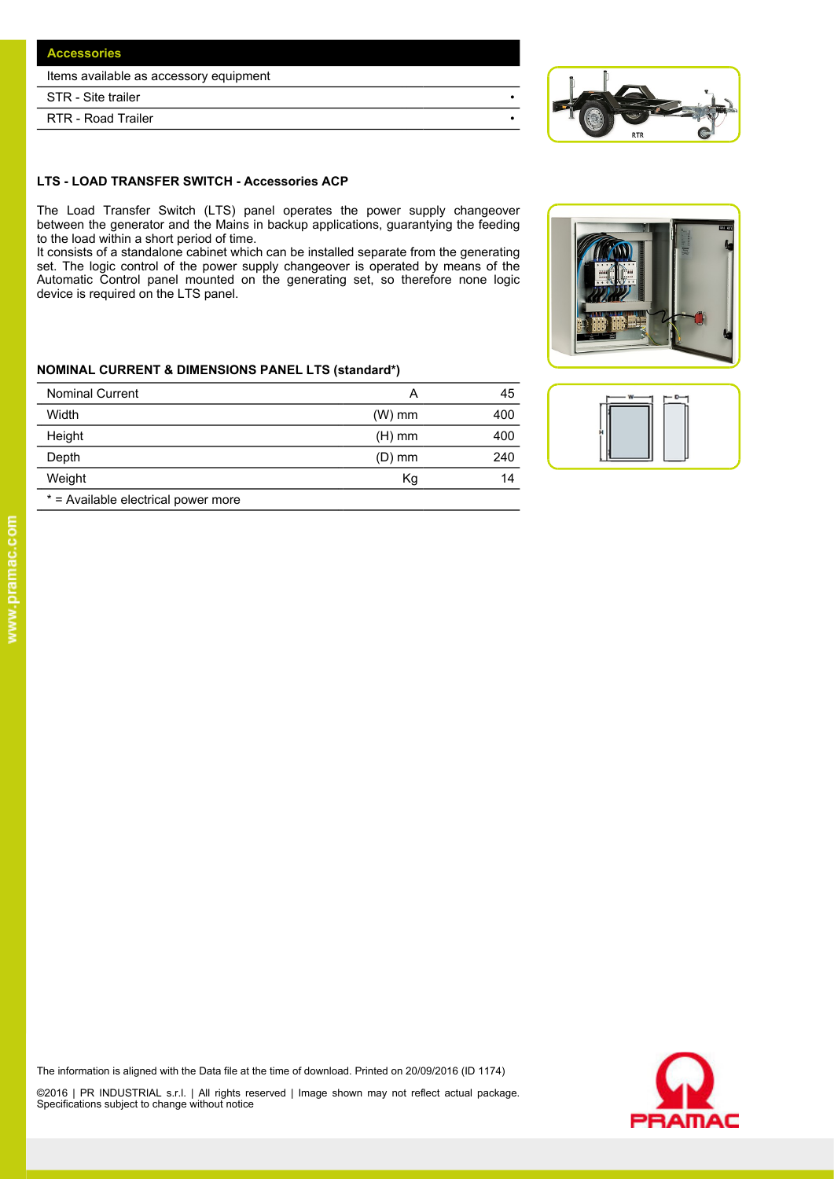## Accessories

| Items available as accessory equipment | |
|---|---|
| STR - Site trailer | • |
| RTR - Road Trailer | • |

**LTS - LOAD TRANSFER SWITCH - Accessories ACP**

The Load Transfer Switch (LTS) panel operates the power supply changeover between the generator and the Mains in backup applications, guarantying the feeding to the load within a short period of time.
It consists of a standalone cabinet which can be installed separate from the generating set. The logic control of the power supply changeover is operated by means of the Automatic Control panel mounted on the generating set, so therefore none logic device is required on the LTS panel.

**NOMINAL CURRENT & DIMENSIONS PANEL LTS (standard*)**

| | | |
|---|---|---|
| Nominal Current | A | 45 |
| Width | (W) mm | 400 |
| Height | (H) mm | 400 |
| Depth | (D) mm | 240 |
| Weight | Kg | 14 |
| * = Available electrical power more | | |

The information is aligned with the Data file at the time of download. Printed on 20/09/2016 (ID 1174)

©2016 | PR INDUSTRIAL s.r.l. | All rights reserved | Image shown may not reflect actual package. Specifications subject to change without notice